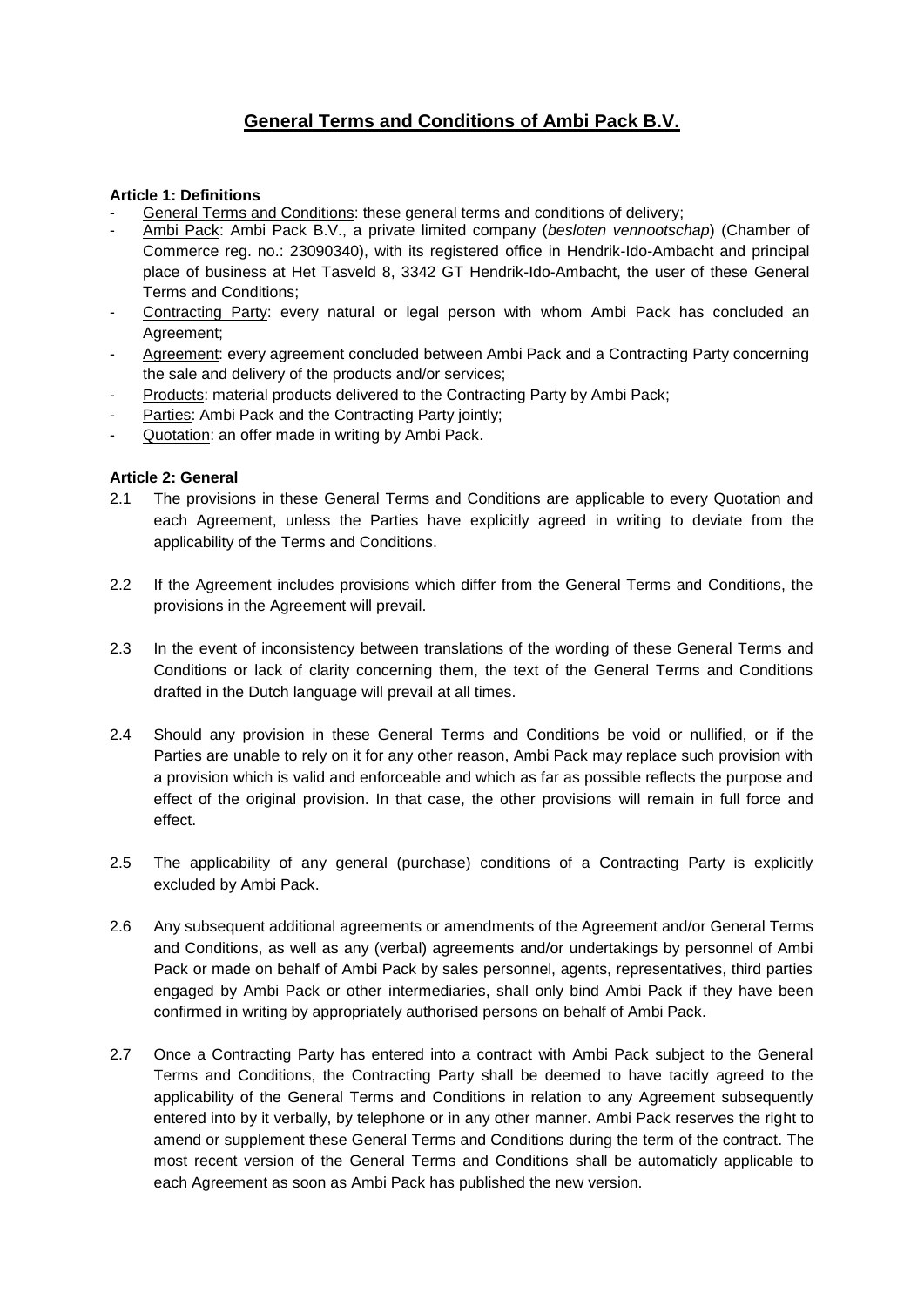# General Terms and Conditions of Ambi Pack B.V.

**Article 1: Definitions**

- General Terms and Conditions: these general terms and conditions of delivery;
- Ambi Pack: Ambi Pack B.V., a private limited company (*besloten vennootschap*) (Chamber of Commerce reg. no.: 23090340), with its registered office in Hendrik-Ido-Ambacht and principal place of business at Het Tasveld 8, 3342 GT Hendrik-Ido-Ambacht, the user of these General Terms and Conditions;
- Contracting Party: every natural or legal person with whom Ambi Pack has concluded an Agreement;
- Agreement: every agreement concluded between Ambi Pack and a Contracting Party concerning the sale and delivery of the products and/or services;
- Products: material products delivered to the Contracting Party by Ambi Pack;
- Parties: Ambi Pack and the Contracting Party jointly;
- Quotation: an offer made in writing by Ambi Pack.

**Article 2: General**

2.1 The provisions in these General Terms and Conditions are applicable to every Quotation and each Agreement, unless the Parties have explicitly agreed in writing to deviate from the applicability of the Terms and Conditions.

2.2 If the Agreement includes provisions which differ from the General Terms and Conditions, the provisions in the Agreement will prevail.

2.3 In the event of inconsistency between translations of the wording of these General Terms and Conditions or lack of clarity concerning them, the text of the General Terms and Conditions drafted in the Dutch language will prevail at all times.

2.4 Should any provision in these General Terms and Conditions be void or nullified, or if the Parties are unable to rely on it for any other reason, Ambi Pack may replace such provision with a provision which is valid and enforceable and which as far as possible reflects the purpose and effect of the original provision. In that case, the other provisions will remain in full force and effect.

2.5 The applicability of any general (purchase) conditions of a Contracting Party is explicitly excluded by Ambi Pack.

2.6 Any subsequent additional agreements or amendments of the Agreement and/or General Terms and Conditions, as well as any (verbal) agreements and/or undertakings by personnel of Ambi Pack or made on behalf of Ambi Pack by sales personnel, agents, representatives, third parties engaged by Ambi Pack or other intermediaries, shall only bind Ambi Pack if they have been confirmed in writing by appropriately authorised persons on behalf of Ambi Pack.

2.7 Once a Contracting Party has entered into a contract with Ambi Pack subject to the General Terms and Conditions, the Contracting Party shall be deemed to have tacitly agreed to the applicability of the General Terms and Conditions in relation to any Agreement subsequently entered into by it verbally, by telephone or in any other manner. Ambi Pack reserves the right to amend or supplement these General Terms and Conditions during the term of the contract. The most recent version of the General Terms and Conditions shall be automaticly applicable to each Agreement as soon as Ambi Pack has published the new version.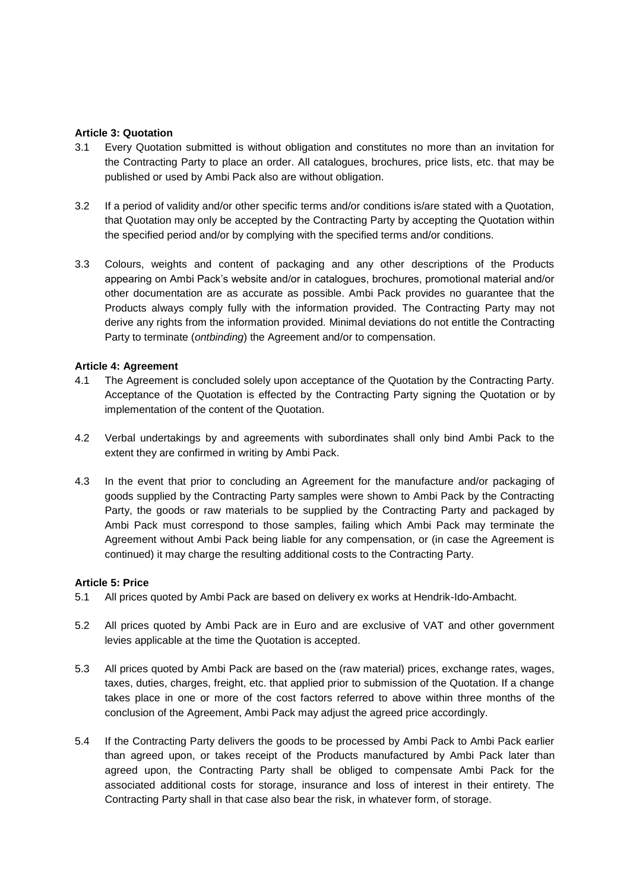**Article 3: Quotation**

3.1 Every Quotation submitted is without obligation and constitutes no more than an invitation for the Contracting Party to place an order. All catalogues, brochures, price lists, etc. that may be published or used by Ambi Pack also are without obligation.

3.2 If a period of validity and/or other specific terms and/or conditions is/are stated with a Quotation, that Quotation may only be accepted by the Contracting Party by accepting the Quotation within the specified period and/or by complying with the specified terms and/or conditions.

3.3 Colours, weights and content of packaging and any other descriptions of the Products appearing on Ambi Pack's website and/or in catalogues, brochures, promotional material and/or other documentation are as accurate as possible. Ambi Pack provides no guarantee that the Products always comply fully with the information provided. The Contracting Party may not derive any rights from the information provided. Minimal deviations do not entitle the Contracting Party to terminate (*ontbinding*) the Agreement and/or to compensation.

**Article 4: Agreement**

4.1 The Agreement is concluded solely upon acceptance of the Quotation by the Contracting Party. Acceptance of the Quotation is effected by the Contracting Party signing the Quotation or by implementation of the content of the Quotation.

4.2 Verbal undertakings by and agreements with subordinates shall only bind Ambi Pack to the extent they are confirmed in writing by Ambi Pack.

4.3 In the event that prior to concluding an Agreement for the manufacture and/or packaging of goods supplied by the Contracting Party samples were shown to Ambi Pack by the Contracting Party, the goods or raw materials to be supplied by the Contracting Party and packaged by Ambi Pack must correspond to those samples, failing which Ambi Pack may terminate the Agreement without Ambi Pack being liable for any compensation, or (in case the Agreement is continued) it may charge the resulting additional costs to the Contracting Party.

**Article 5: Price**

5.1 All prices quoted by Ambi Pack are based on delivery ex works at Hendrik-Ido-Ambacht.

5.2 All prices quoted by Ambi Pack are in Euro and are exclusive of VAT and other government levies applicable at the time the Quotation is accepted.

5.3 All prices quoted by Ambi Pack are based on the (raw material) prices, exchange rates, wages, taxes, duties, charges, freight, etc. that applied prior to submission of the Quotation. If a change takes place in one or more of the cost factors referred to above within three months of the conclusion of the Agreement, Ambi Pack may adjust the agreed price accordingly.

5.4 If the Contracting Party delivers the goods to be processed by Ambi Pack to Ambi Pack earlier than agreed upon, or takes receipt of the Products manufactured by Ambi Pack later than agreed upon, the Contracting Party shall be obliged to compensate Ambi Pack for the associated additional costs for storage, insurance and loss of interest in their entirety. The Contracting Party shall in that case also bear the risk, in whatever form, of storage.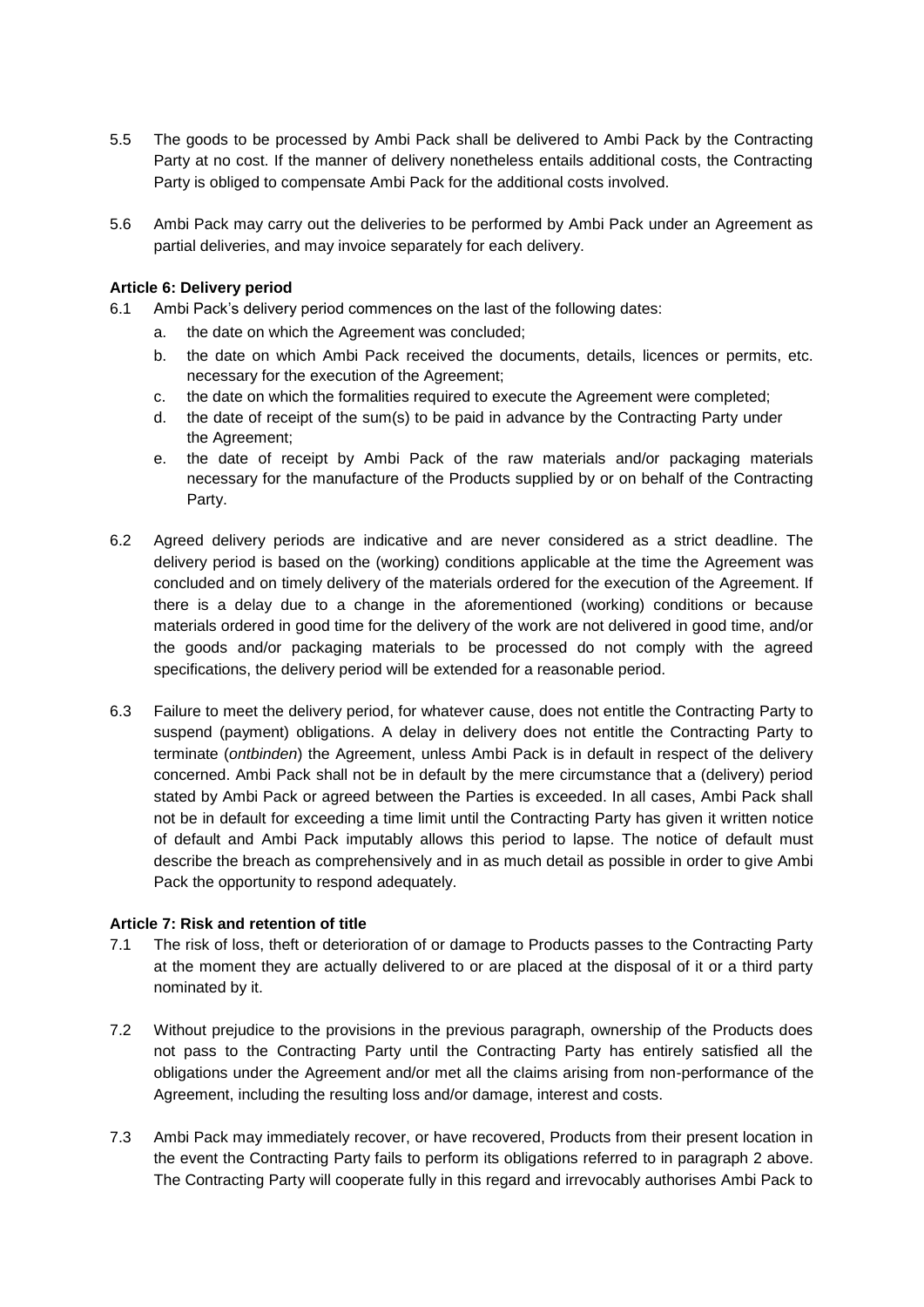5.5 The goods to be processed by Ambi Pack shall be delivered to Ambi Pack by the Contracting Party at no cost. If the manner of delivery nonetheless entails additional costs, the Contracting Party is obliged to compensate Ambi Pack for the additional costs involved.

5.6 Ambi Pack may carry out the deliveries to be performed by Ambi Pack under an Agreement as partial deliveries, and may invoice separately for each delivery.

**Article 6: Delivery period**

6.1 Ambi Pack's delivery period commences on the last of the following dates:

a. the date on which the Agreement was concluded;

b. the date on which Ambi Pack received the documents, details, licences or permits, etc. necessary for the execution of the Agreement;

c. the date on which the formalities required to execute the Agreement were completed;

d. the date of receipt of the sum(s) to be paid in advance by the Contracting Party under the Agreement;

e. the date of receipt by Ambi Pack of the raw materials and/or packaging materials necessary for the manufacture of the Products supplied by or on behalf of the Contracting Party.

6.2 Agreed delivery periods are indicative and are never considered as a strict deadline. The delivery period is based on the (working) conditions applicable at the time the Agreement was concluded and on timely delivery of the materials ordered for the execution of the Agreement. If there is a delay due to a change in the aforementioned (working) conditions or because materials ordered in good time for the delivery of the work are not delivered in good time, and/or the goods and/or packaging materials to be processed do not comply with the agreed specifications, the delivery period will be extended for a reasonable period.

6.3 Failure to meet the delivery period, for whatever cause, does not entitle the Contracting Party to suspend (payment) obligations. A delay in delivery does not entitle the Contracting Party to terminate (*ontbinden*) the Agreement, unless Ambi Pack is in default in respect of the delivery concerned. Ambi Pack shall not be in default by the mere circumstance that a (delivery) period stated by Ambi Pack or agreed between the Parties is exceeded. In all cases, Ambi Pack shall not be in default for exceeding a time limit until the Contracting Party has given it written notice of default and Ambi Pack imputably allows this period to lapse. The notice of default must describe the breach as comprehensively and in as much detail as possible in order to give Ambi Pack the opportunity to respond adequately.

**Article 7: Risk and retention of title**

7.1 The risk of loss, theft or deterioration of or damage to Products passes to the Contracting Party at the moment they are actually delivered to or are placed at the disposal of it or a third party nominated by it.

7.2 Without prejudice to the provisions in the previous paragraph, ownership of the Products does not pass to the Contracting Party until the Contracting Party has entirely satisfied all the obligations under the Agreement and/or met all the claims arising from non-performance of the Agreement, including the resulting loss and/or damage, interest and costs.

7.3 Ambi Pack may immediately recover, or have recovered, Products from their present location in the event the Contracting Party fails to perform its obligations referred to in paragraph 2 above. The Contracting Party will cooperate fully in this regard and irrevocably authorises Ambi Pack to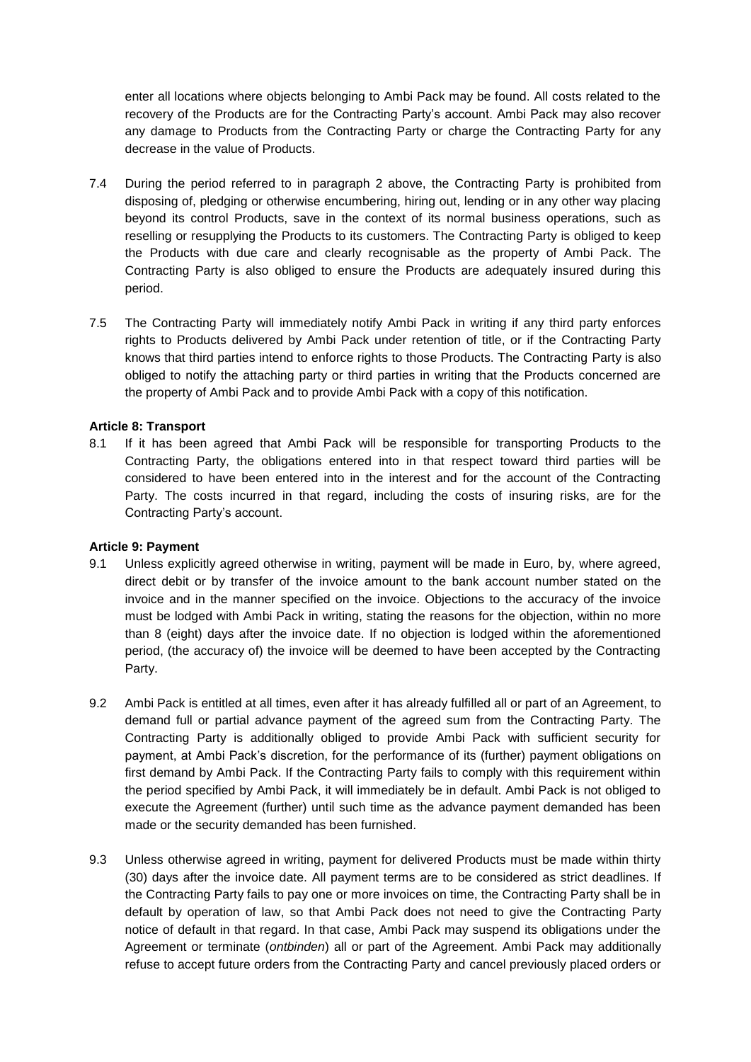enter all locations where objects belonging to Ambi Pack may be found. All costs related to the recovery of the Products are for the Contracting Party's account. Ambi Pack may also recover any damage to Products from the Contracting Party or charge the Contracting Party for any decrease in the value of Products.

7.4 During the period referred to in paragraph 2 above, the Contracting Party is prohibited from disposing of, pledging or otherwise encumbering, hiring out, lending or in any other way placing beyond its control Products, save in the context of its normal business operations, such as reselling or resupplying the Products to its customers. The Contracting Party is obliged to keep the Products with due care and clearly recognisable as the property of Ambi Pack. The Contracting Party is also obliged to ensure the Products are adequately insured during this period.

7.5 The Contracting Party will immediately notify Ambi Pack in writing if any third party enforces rights to Products delivered by Ambi Pack under retention of title, or if the Contracting Party knows that third parties intend to enforce rights to those Products. The Contracting Party is also obliged to notify the attaching party or third parties in writing that the Products concerned are the property of Ambi Pack and to provide Ambi Pack with a copy of this notification.

**Article 8: Transport**

8.1 If it has been agreed that Ambi Pack will be responsible for transporting Products to the Contracting Party, the obligations entered into in that respect toward third parties will be considered to have been entered into in the interest and for the account of the Contracting Party. The costs incurred in that regard, including the costs of insuring risks, are for the Contracting Party's account.

**Article 9: Payment**

9.1 Unless explicitly agreed otherwise in writing, payment will be made in Euro, by, where agreed, direct debit or by transfer of the invoice amount to the bank account number stated on the invoice and in the manner specified on the invoice. Objections to the accuracy of the invoice must be lodged with Ambi Pack in writing, stating the reasons for the objection, within no more than 8 (eight) days after the invoice date. If no objection is lodged within the aforementioned period, (the accuracy of) the invoice will be deemed to have been accepted by the Contracting Party.

9.2 Ambi Pack is entitled at all times, even after it has already fulfilled all or part of an Agreement, to demand full or partial advance payment of the agreed sum from the Contracting Party. The Contracting Party is additionally obliged to provide Ambi Pack with sufficient security for payment, at Ambi Pack's discretion, for the performance of its (further) payment obligations on first demand by Ambi Pack. If the Contracting Party fails to comply with this requirement within the period specified by Ambi Pack, it will immediately be in default. Ambi Pack is not obliged to execute the Agreement (further) until such time as the advance payment demanded has been made or the security demanded has been furnished.

9.3 Unless otherwise agreed in writing, payment for delivered Products must be made within thirty (30) days after the invoice date. All payment terms are to be considered as strict deadlines. If the Contracting Party fails to pay one or more invoices on time, the Contracting Party shall be in default by operation of law, so that Ambi Pack does not need to give the Contracting Party notice of default in that regard. In that case, Ambi Pack may suspend its obligations under the Agreement or terminate (*ontbinden*) all or part of the Agreement. Ambi Pack may additionally refuse to accept future orders from the Contracting Party and cancel previously placed orders or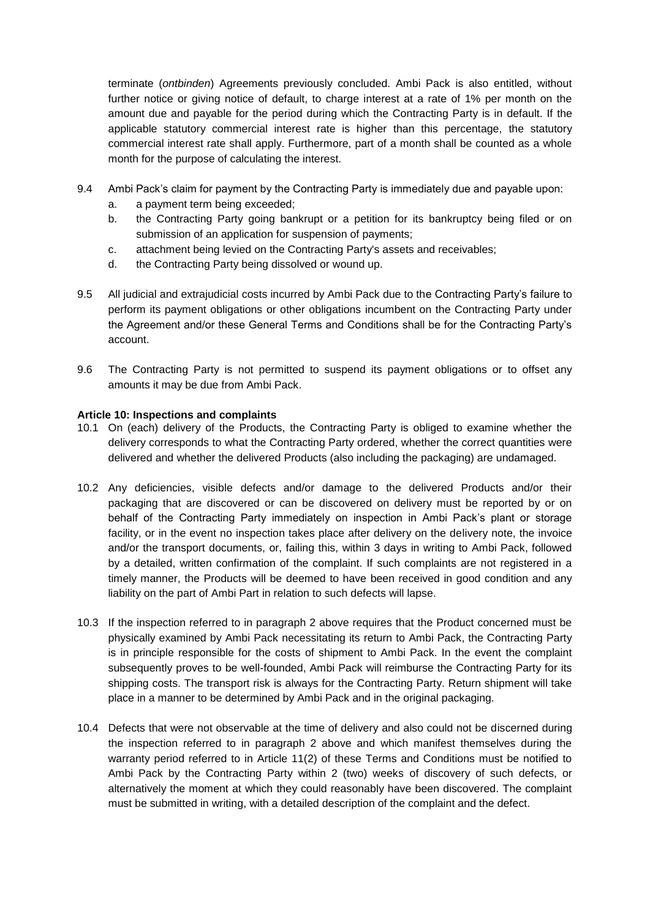terminate (*ontbinden*) Agreements previously concluded. Ambi Pack is also entitled, without further notice or giving notice of default, to charge interest at a rate of 1% per month on the amount due and payable for the period during which the Contracting Party is in default. If the applicable statutory commercial interest rate is higher than this percentage, the statutory commercial interest rate shall apply. Furthermore, part of a month shall be counted as a whole month for the purpose of calculating the interest.

9.4 Ambi Pack's claim for payment by the Contracting Party is immediately due and payable upon:
   a. a payment term being exceeded;
   b. the Contracting Party going bankrupt or a petition for its bankruptcy being filed or on submission of an application for suspension of payments;
   c. attachment being levied on the Contracting Party's assets and receivables;
   d. the Contracting Party being dissolved or wound up.

9.5 All judicial and extrajudicial costs incurred by Ambi Pack due to the Contracting Party's failure to perform its payment obligations or other obligations incumbent on the Contracting Party under the Agreement and/or these General Terms and Conditions shall be for the Contracting Party's account.

9.6 The Contracting Party is not permitted to suspend its payment obligations or to offset any amounts it may be due from Ambi Pack.

**Article 10: Inspections and complaints**

10.1 On (each) delivery of the Products, the Contracting Party is obliged to examine whether the delivery corresponds to what the Contracting Party ordered, whether the correct quantities were delivered and whether the delivered Products (also including the packaging) are undamaged.

10.2 Any deficiencies, visible defects and/or damage to the delivered Products and/or their packaging that are discovered or can be discovered on delivery must be reported by or on behalf of the Contracting Party immediately on inspection in Ambi Pack's plant or storage facility, or in the event no inspection takes place after delivery on the delivery note, the invoice and/or the transport documents, or, failing this, within 3 days in writing to Ambi Pack, followed by a detailed, written confirmation of the complaint. If such complaints are not registered in a timely manner, the Products will be deemed to have been received in good condition and any liability on the part of Ambi Part in relation to such defects will lapse.

10.3 If the inspection referred to in paragraph 2 above requires that the Product concerned must be physically examined by Ambi Pack necessitating its return to Ambi Pack, the Contracting Party is in principle responsible for the costs of shipment to Ambi Pack. In the event the complaint subsequently proves to be well-founded, Ambi Pack will reimburse the Contracting Party for its shipping costs. The transport risk is always for the Contracting Party. Return shipment will take place in a manner to be determined by Ambi Pack and in the original packaging.

10.4 Defects that were not observable at the time of delivery and also could not be discerned during the inspection referred to in paragraph 2 above and which manifest themselves during the warranty period referred to in Article 11(2) of these Terms and Conditions must be notified to Ambi Pack by the Contracting Party within 2 (two) weeks of discovery of such defects, or alternatively the moment at which they could reasonably have been discovered. The complaint must be submitted in writing, with a detailed description of the complaint and the defect.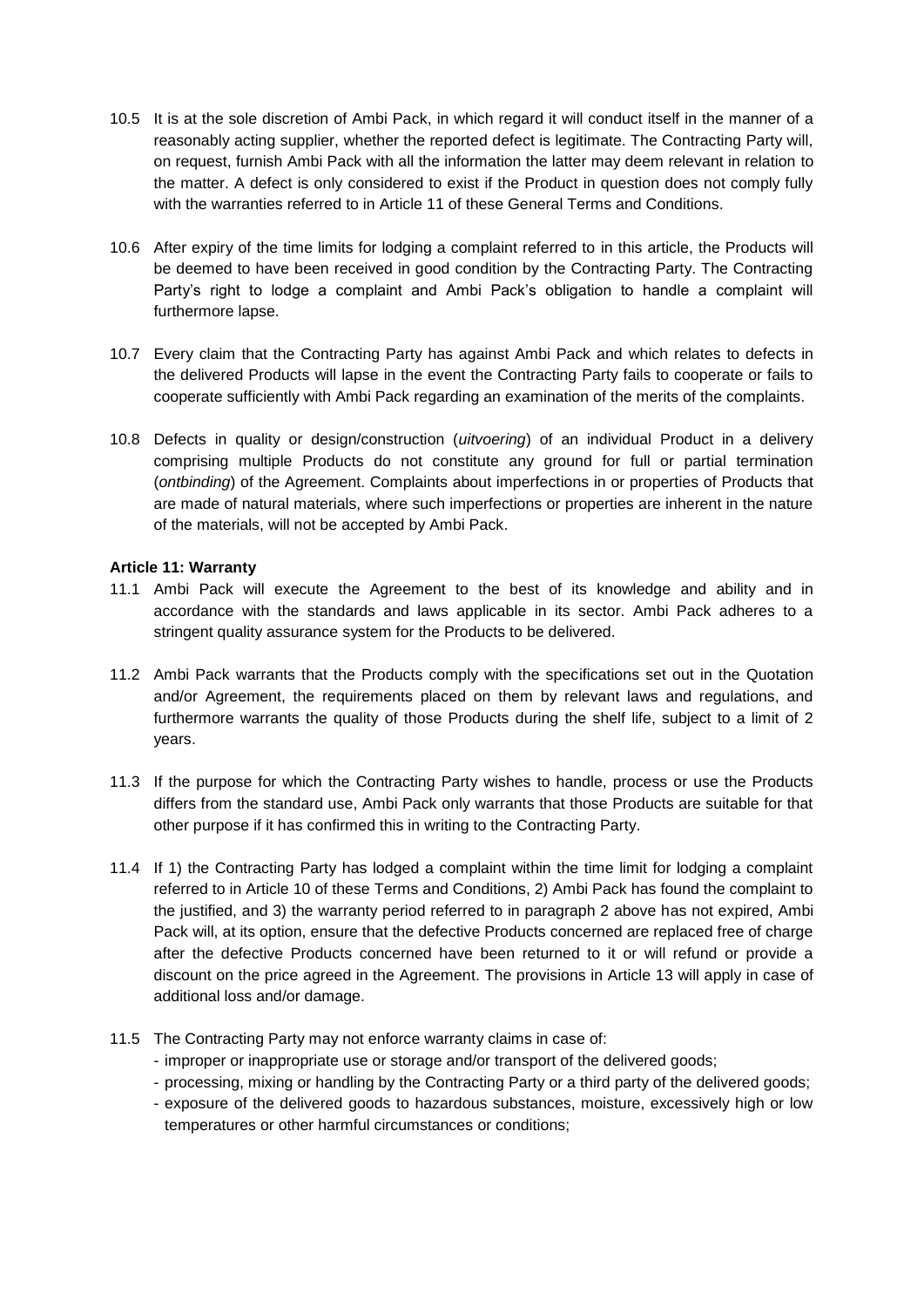10.5 It is at the sole discretion of Ambi Pack, in which regard it will conduct itself in the manner of a reasonably acting supplier, whether the reported defect is legitimate. The Contracting Party will, on request, furnish Ambi Pack with all the information the latter may deem relevant in relation to the matter. A defect is only considered to exist if the Product in question does not comply fully with the warranties referred to in Article 11 of these General Terms and Conditions.

10.6 After expiry of the time limits for lodging a complaint referred to in this article, the Products will be deemed to have been received in good condition by the Contracting Party. The Contracting Party's right to lodge a complaint and Ambi Pack's obligation to handle a complaint will furthermore lapse.

10.7 Every claim that the Contracting Party has against Ambi Pack and which relates to defects in the delivered Products will lapse in the event the Contracting Party fails to cooperate or fails to cooperate sufficiently with Ambi Pack regarding an examination of the merits of the complaints.

10.8 Defects in quality or design/construction (*uitvoering*) of an individual Product in a delivery comprising multiple Products do not constitute any ground for full or partial termination (*ontbinding*) of the Agreement. Complaints about imperfections in or properties of Products that are made of natural materials, where such imperfections or properties are inherent in the nature of the materials, will not be accepted by Ambi Pack.

**Article 11: Warranty**

11.1 Ambi Pack will execute the Agreement to the best of its knowledge and ability and in accordance with the standards and laws applicable in its sector. Ambi Pack adheres to a stringent quality assurance system for the Products to be delivered.

11.2 Ambi Pack warrants that the Products comply with the specifications set out in the Quotation and/or Agreement, the requirements placed on them by relevant laws and regulations, and furthermore warrants the quality of those Products during the shelf life, subject to a limit of 2 years.

11.3 If the purpose for which the Contracting Party wishes to handle, process or use the Products differs from the standard use, Ambi Pack only warrants that those Products are suitable for that other purpose if it has confirmed this in writing to the Contracting Party.

11.4 If 1) the Contracting Party has lodged a complaint within the time limit for lodging a complaint referred to in Article 10 of these Terms and Conditions, 2) Ambi Pack has found the complaint to the justified, and 3) the warranty period referred to in paragraph 2 above has not expired, Ambi Pack will, at its option, ensure that the defective Products concerned are replaced free of charge after the defective Products concerned have been returned to it or will refund or provide a discount on the price agreed in the Agreement. The provisions in Article 13 will apply in case of additional loss and/or damage.

11.5 The Contracting Party may not enforce warranty claims in case of:
- improper or inappropriate use or storage and/or transport of the delivered goods;
- processing, mixing or handling by the Contracting Party or a third party of the delivered goods;
- exposure of the delivered goods to hazardous substances, moisture, excessively high or low temperatures or other harmful circumstances or conditions;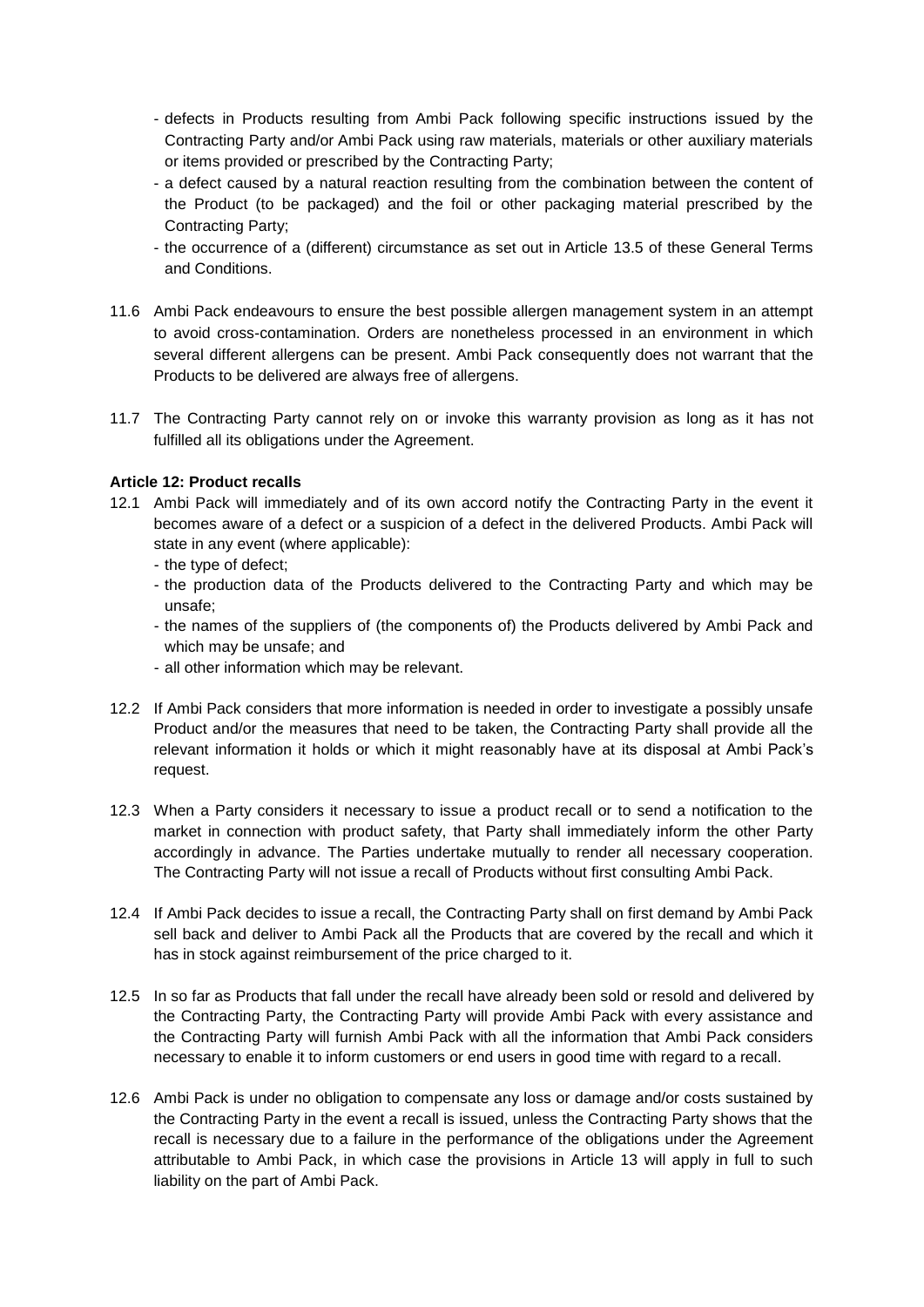- defects in Products resulting from Ambi Pack following specific instructions issued by the Contracting Party and/or Ambi Pack using raw materials, materials or other auxiliary materials or items provided or prescribed by the Contracting Party;
- a defect caused by a natural reaction resulting from the combination between the content of the Product (to be packaged) and the foil or other packaging material prescribed by the Contracting Party;
- the occurrence of a (different) circumstance as set out in Article 13.5 of these General Terms and Conditions.

11.6 Ambi Pack endeavours to ensure the best possible allergen management system in an attempt to avoid cross-contamination. Orders are nonetheless processed in an environment in which several different allergens can be present. Ambi Pack consequently does not warrant that the Products to be delivered are always free of allergens.

11.7 The Contracting Party cannot rely on or invoke this warranty provision as long as it has not fulfilled all its obligations under the Agreement.

**Article 12: Product recalls**

12.1 Ambi Pack will immediately and of its own accord notify the Contracting Party in the event it becomes aware of a defect or a suspicion of a defect in the delivered Products. Ambi Pack will state in any event (where applicable):
- the type of defect;
- the production data of the Products delivered to the Contracting Party and which may be unsafe;
- the names of the suppliers of (the components of) the Products delivered by Ambi Pack and which may be unsafe; and
- all other information which may be relevant.

12.2 If Ambi Pack considers that more information is needed in order to investigate a possibly unsafe Product and/or the measures that need to be taken, the Contracting Party shall provide all the relevant information it holds or which it might reasonably have at its disposal at Ambi Pack's request.

12.3 When a Party considers it necessary to issue a product recall or to send a notification to the market in connection with product safety, that Party shall immediately inform the other Party accordingly in advance. The Parties undertake mutually to render all necessary cooperation. The Contracting Party will not issue a recall of Products without first consulting Ambi Pack.

12.4 If Ambi Pack decides to issue a recall, the Contracting Party shall on first demand by Ambi Pack sell back and deliver to Ambi Pack all the Products that are covered by the recall and which it has in stock against reimbursement of the price charged to it.

12.5 In so far as Products that fall under the recall have already been sold or resold and delivered by the Contracting Party, the Contracting Party will provide Ambi Pack with every assistance and the Contracting Party will furnish Ambi Pack with all the information that Ambi Pack considers necessary to enable it to inform customers or end users in good time with regard to a recall.

12.6 Ambi Pack is under no obligation to compensate any loss or damage and/or costs sustained by the Contracting Party in the event a recall is issued, unless the Contracting Party shows that the recall is necessary due to a failure in the performance of the obligations under the Agreement attributable to Ambi Pack, in which case the provisions in Article 13 will apply in full to such liability on the part of Ambi Pack.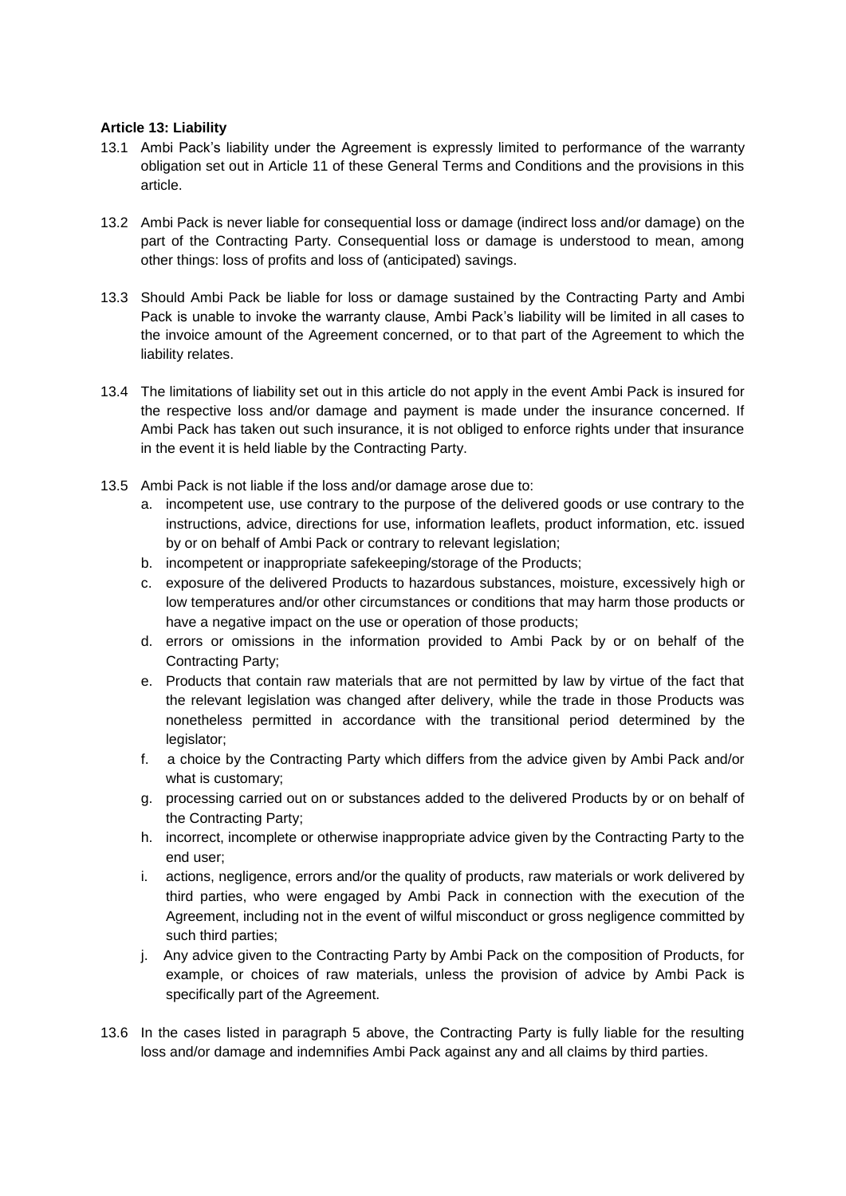**Article 13: Liability**

13.1 Ambi Pack's liability under the Agreement is expressly limited to performance of the warranty obligation set out in Article 11 of these General Terms and Conditions and the provisions in this article.

13.2 Ambi Pack is never liable for consequential loss or damage (indirect loss and/or damage) on the part of the Contracting Party. Consequential loss or damage is understood to mean, among other things: loss of profits and loss of (anticipated) savings.

13.3 Should Ambi Pack be liable for loss or damage sustained by the Contracting Party and Ambi Pack is unable to invoke the warranty clause, Ambi Pack's liability will be limited in all cases to the invoice amount of the Agreement concerned, or to that part of the Agreement to which the liability relates.

13.4 The limitations of liability set out in this article do not apply in the event Ambi Pack is insured for the respective loss and/or damage and payment is made under the insurance concerned. If Ambi Pack has taken out such insurance, it is not obliged to enforce rights under that insurance in the event it is held liable by the Contracting Party.

13.5 Ambi Pack is not liable if the loss and/or damage arose due to:

a. incompetent use, use contrary to the purpose of the delivered goods or use contrary to the instructions, advice, directions for use, information leaflets, product information, etc. issued by or on behalf of Ambi Pack or contrary to relevant legislation;

b. incompetent or inappropriate safekeeping/storage of the Products;

c. exposure of the delivered Products to hazardous substances, moisture, excessively high or low temperatures and/or other circumstances or conditions that may harm those products or have a negative impact on the use or operation of those products;

d. errors or omissions in the information provided to Ambi Pack by or on behalf of the Contracting Party;

e. Products that contain raw materials that are not permitted by law by virtue of the fact that the relevant legislation was changed after delivery, while the trade in those Products was nonetheless permitted in accordance with the transitional period determined by the legislator;

f. a choice by the Contracting Party which differs from the advice given by Ambi Pack and/or what is customary;

g. processing carried out on or substances added to the delivered Products by or on behalf of the Contracting Party;

h. incorrect, incomplete or otherwise inappropriate advice given by the Contracting Party to the end user;

i. actions, negligence, errors and/or the quality of products, raw materials or work delivered by third parties, who were engaged by Ambi Pack in connection with the execution of the Agreement, including not in the event of wilful misconduct or gross negligence committed by such third parties;

j. Any advice given to the Contracting Party by Ambi Pack on the composition of Products, for example, or choices of raw materials, unless the provision of advice by Ambi Pack is specifically part of the Agreement.

13.6 In the cases listed in paragraph 5 above, the Contracting Party is fully liable for the resulting loss and/or damage and indemnifies Ambi Pack against any and all claims by third parties.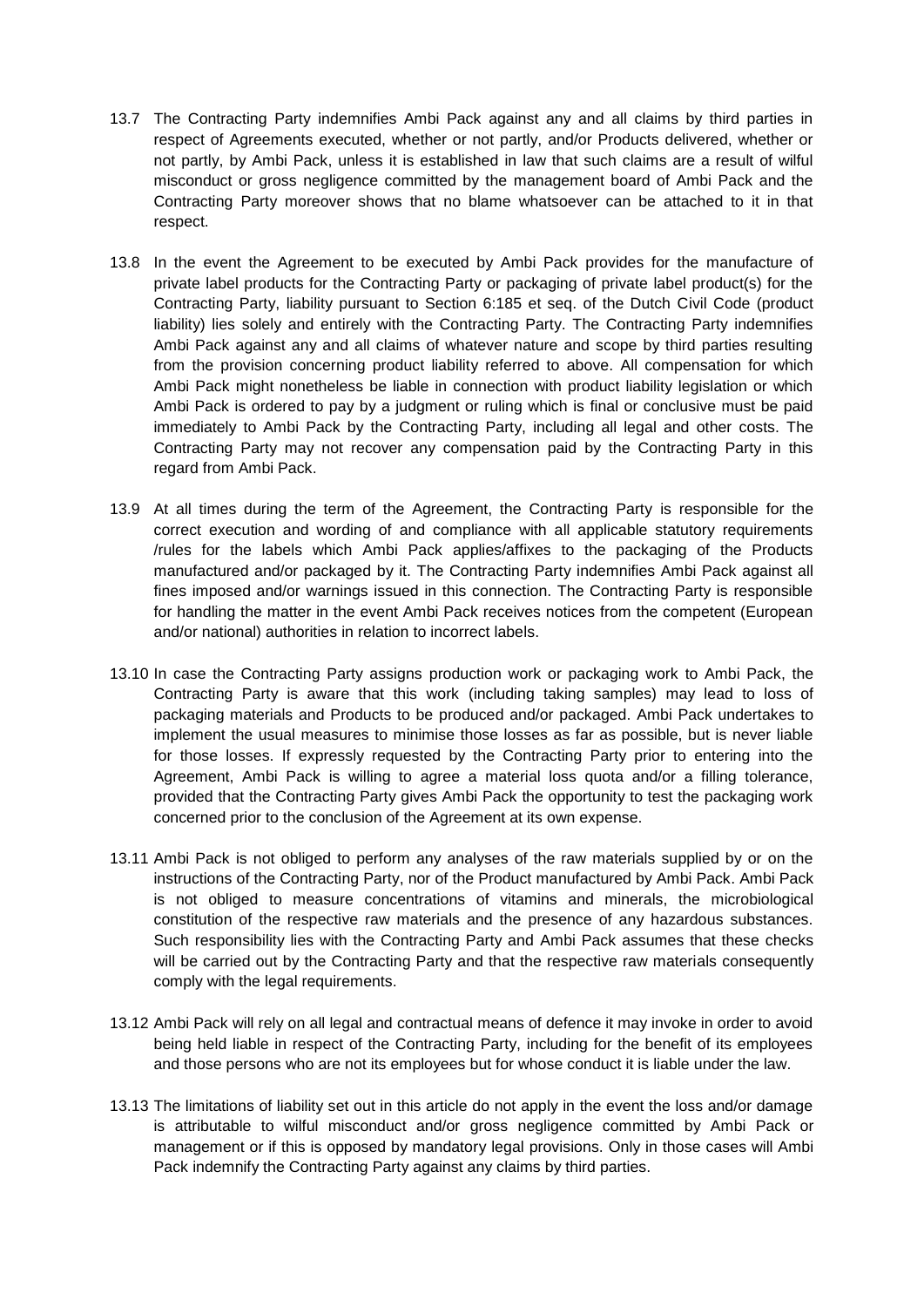13.7 The Contracting Party indemnifies Ambi Pack against any and all claims by third parties in respect of Agreements executed, whether or not partly, and/or Products delivered, whether or not partly, by Ambi Pack, unless it is established in law that such claims are a result of wilful misconduct or gross negligence committed by the management board of Ambi Pack and the Contracting Party moreover shows that no blame whatsoever can be attached to it in that respect.

13.8 In the event the Agreement to be executed by Ambi Pack provides for the manufacture of private label products for the Contracting Party or packaging of private label product(s) for the Contracting Party, liability pursuant to Section 6:185 et seq. of the Dutch Civil Code (product liability) lies solely and entirely with the Contracting Party. The Contracting Party indemnifies Ambi Pack against any and all claims of whatever nature and scope by third parties resulting from the provision concerning product liability referred to above. All compensation for which Ambi Pack might nonetheless be liable in connection with product liability legislation or which Ambi Pack is ordered to pay by a judgment or ruling which is final or conclusive must be paid immediately to Ambi Pack by the Contracting Party, including all legal and other costs. The Contracting Party may not recover any compensation paid by the Contracting Party in this regard from Ambi Pack.

13.9 At all times during the term of the Agreement, the Contracting Party is responsible for the correct execution and wording of and compliance with all applicable statutory requirements /rules for the labels which Ambi Pack applies/affixes to the packaging of the Products manufactured and/or packaged by it. The Contracting Party indemnifies Ambi Pack against all fines imposed and/or warnings issued in this connection. The Contracting Party is responsible for handling the matter in the event Ambi Pack receives notices from the competent (European and/or national) authorities in relation to incorrect labels.

13.10 In case the Contracting Party assigns production work or packaging work to Ambi Pack, the Contracting Party is aware that this work (including taking samples) may lead to loss of packaging materials and Products to be produced and/or packaged. Ambi Pack undertakes to implement the usual measures to minimise those losses as far as possible, but is never liable for those losses. If expressly requested by the Contracting Party prior to entering into the Agreement, Ambi Pack is willing to agree a material loss quota and/or a filling tolerance, provided that the Contracting Party gives Ambi Pack the opportunity to test the packaging work concerned prior to the conclusion of the Agreement at its own expense.

13.11 Ambi Pack is not obliged to perform any analyses of the raw materials supplied by or on the instructions of the Contracting Party, nor of the Product manufactured by Ambi Pack. Ambi Pack is not obliged to measure concentrations of vitamins and minerals, the microbiological constitution of the respective raw materials and the presence of any hazardous substances. Such responsibility lies with the Contracting Party and Ambi Pack assumes that these checks will be carried out by the Contracting Party and that the respective raw materials consequently comply with the legal requirements.

13.12 Ambi Pack will rely on all legal and contractual means of defence it may invoke in order to avoid being held liable in respect of the Contracting Party, including for the benefit of its employees and those persons who are not its employees but for whose conduct it is liable under the law.

13.13 The limitations of liability set out in this article do not apply in the event the loss and/or damage is attributable to wilful misconduct and/or gross negligence committed by Ambi Pack or management or if this is opposed by mandatory legal provisions. Only in those cases will Ambi Pack indemnify the Contracting Party against any claims by third parties.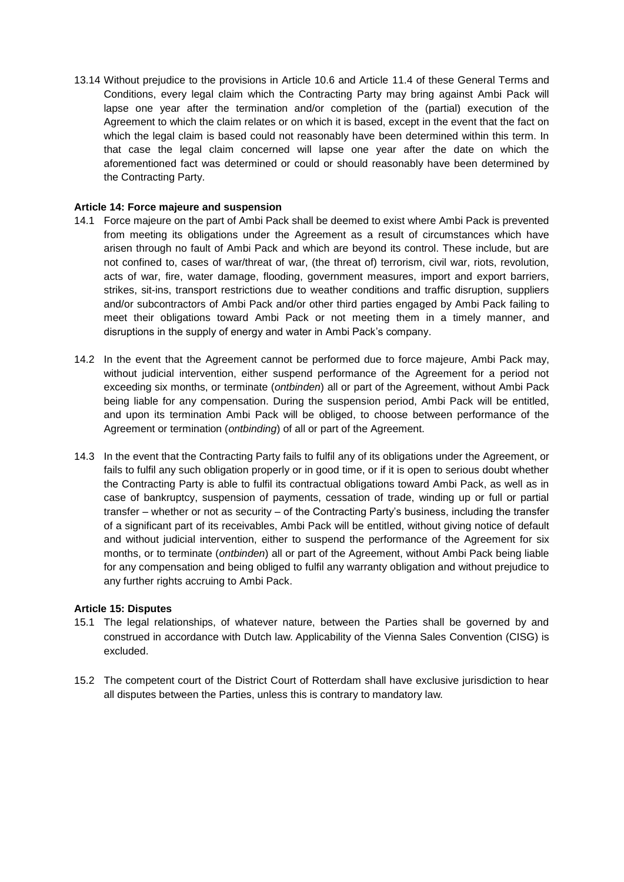13.14 Without prejudice to the provisions in Article 10.6 and Article 11.4 of these General Terms and Conditions, every legal claim which the Contracting Party may bring against Ambi Pack will lapse one year after the termination and/or completion of the (partial) execution of the Agreement to which the claim relates or on which it is based, except in the event that the fact on which the legal claim is based could not reasonably have been determined within this term. In that case the legal claim concerned will lapse one year after the date on which the aforementioned fact was determined or could or should reasonably have been determined by the Contracting Party.

**Article 14: Force majeure and suspension**

14.1 Force majeure on the part of Ambi Pack shall be deemed to exist where Ambi Pack is prevented from meeting its obligations under the Agreement as a result of circumstances which have arisen through no fault of Ambi Pack and which are beyond its control. These include, but are not confined to, cases of war/threat of war, (the threat of) terrorism, civil war, riots, revolution, acts of war, fire, water damage, flooding, government measures, import and export barriers, strikes, sit-ins, transport restrictions due to weather conditions and traffic disruption, suppliers and/or subcontractors of Ambi Pack and/or other third parties engaged by Ambi Pack failing to meet their obligations toward Ambi Pack or not meeting them in a timely manner, and disruptions in the supply of energy and water in Ambi Pack's company.

14.2 In the event that the Agreement cannot be performed due to force majeure, Ambi Pack may, without judicial intervention, either suspend performance of the Agreement for a period not exceeding six months, or terminate (*ontbinden*) all or part of the Agreement, without Ambi Pack being liable for any compensation. During the suspension period, Ambi Pack will be entitled, and upon its termination Ambi Pack will be obliged, to choose between performance of the Agreement or termination (*ontbinding*) of all or part of the Agreement.

14.3 In the event that the Contracting Party fails to fulfil any of its obligations under the Agreement, or fails to fulfil any such obligation properly or in good time, or if it is open to serious doubt whether the Contracting Party is able to fulfil its contractual obligations toward Ambi Pack, as well as in case of bankruptcy, suspension of payments, cessation of trade, winding up or full or partial transfer – whether or not as security – of the Contracting Party's business, including the transfer of a significant part of its receivables, Ambi Pack will be entitled, without giving notice of default and without judicial intervention, either to suspend the performance of the Agreement for six months, or to terminate (*ontbinden*) all or part of the Agreement, without Ambi Pack being liable for any compensation and being obliged to fulfil any warranty obligation and without prejudice to any further rights accruing to Ambi Pack.

**Article 15: Disputes**

15.1 The legal relationships, of whatever nature, between the Parties shall be governed by and construed in accordance with Dutch law. Applicability of the Vienna Sales Convention (CISG) is excluded.

15.2 The competent court of the District Court of Rotterdam shall have exclusive jurisdiction to hear all disputes between the Parties, unless this is contrary to mandatory law.